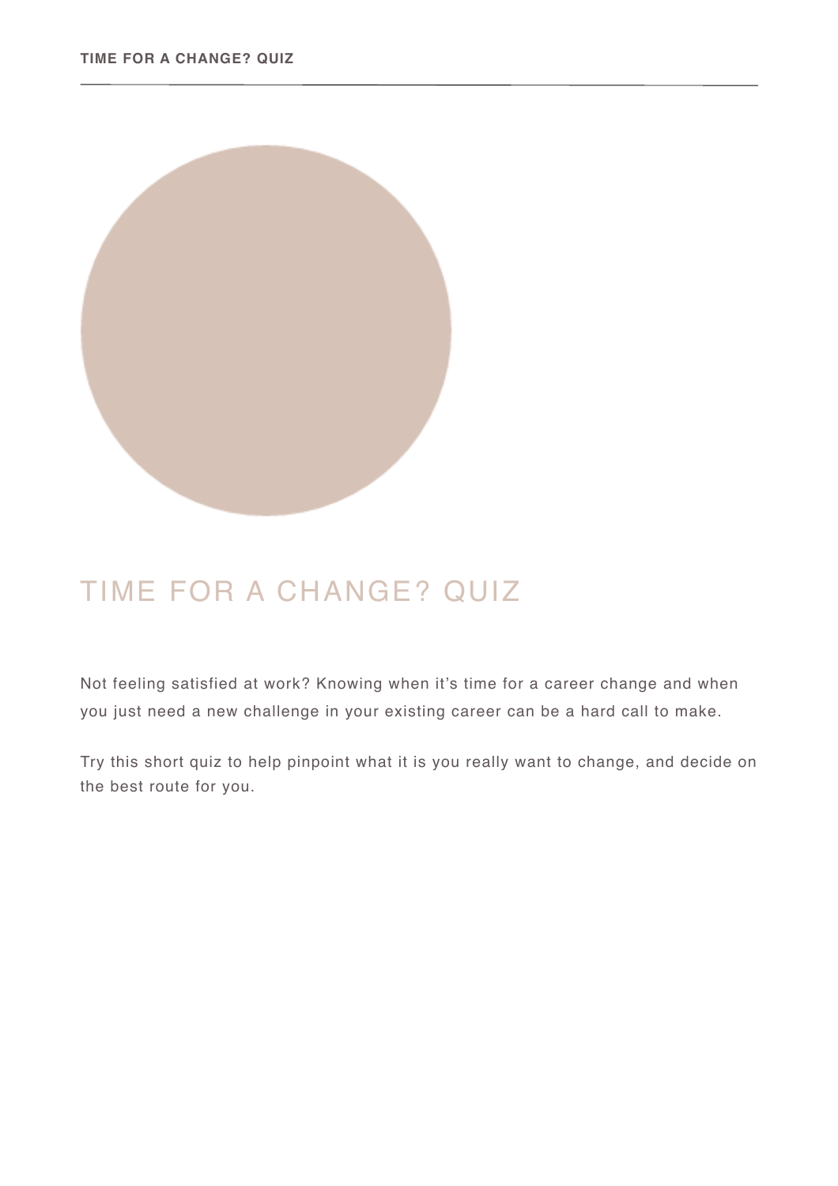# TIME FOR A CHANGE? QUIZ

Not feeling satisfied at work? Knowing when it's time for a career change and when you just need a new challenge in your existing career can be a hard call to make.

Try this short quiz to help pinpoint what it is you really want to change, and decide on the best route for you.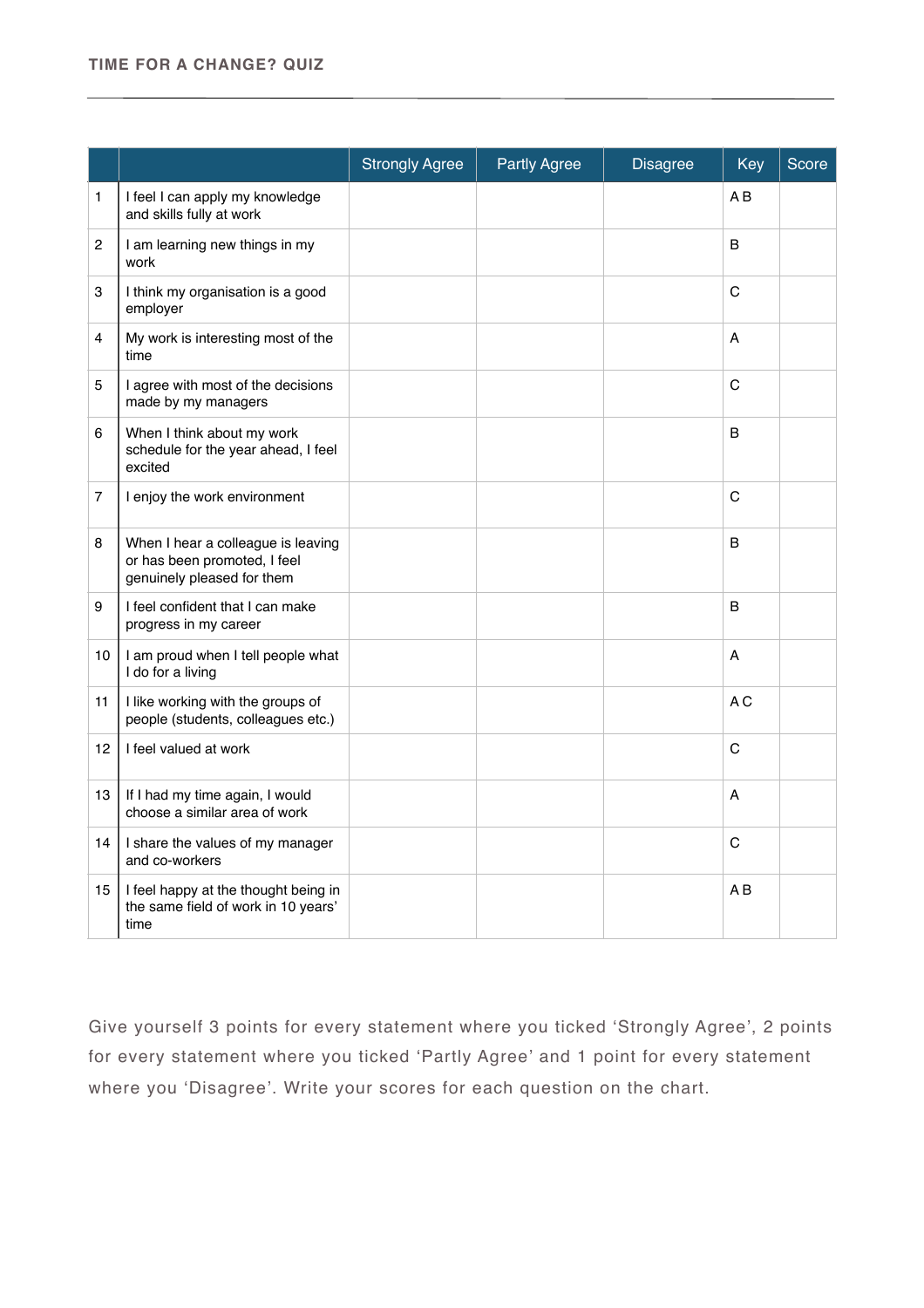## TIME FOR A CHANGE? QUIZ

| | | Strongly Agree | Partly Agree | Disagree | Key | Score |
|---|---|---|---|---|---|---|
| 1 | I feel I can apply my knowledge and skills fully at work | | | | A B | |
| 2 | I am learning new things in my work | | | | B | |
| 3 | I think my organisation is a good employer | | | | C | |
| 4 | My work is interesting most of the time | | | | A | |
| 5 | I agree with most of the decisions made by my managers | | | | C | |
| 6 | When I think about my work schedule for the year ahead, I feel excited | | | | B | |
| 7 | I enjoy the work environment | | | | C | |
| 8 | When I hear a colleague is leaving or has been promoted, I feel genuinely pleased for them | | | | B | |
| 9 | I feel confident that I can make progress in my career | | | | B | |
| 10 | I am proud when I tell people what I do for a living | | | | A | |
| 11 | I like working with the groups of people (students, colleagues etc.) | | | | A C | |
| 12 | I feel valued at work | | | | C | |
| 13 | If I had my time again, I would choose a similar area of work | | | | A | |
| 14 | I share the values of my manager and co-workers | | | | C | |
| 15 | I feel happy at the thought being in the same field of work in 10 years' time | | | | A B | |

Give yourself 3 points for every statement where you ticked 'Strongly Agree', 2 points for every statement where you ticked 'Partly Agree' and 1 point for every statement where you 'Disagree'. Write your scores for each question on the chart.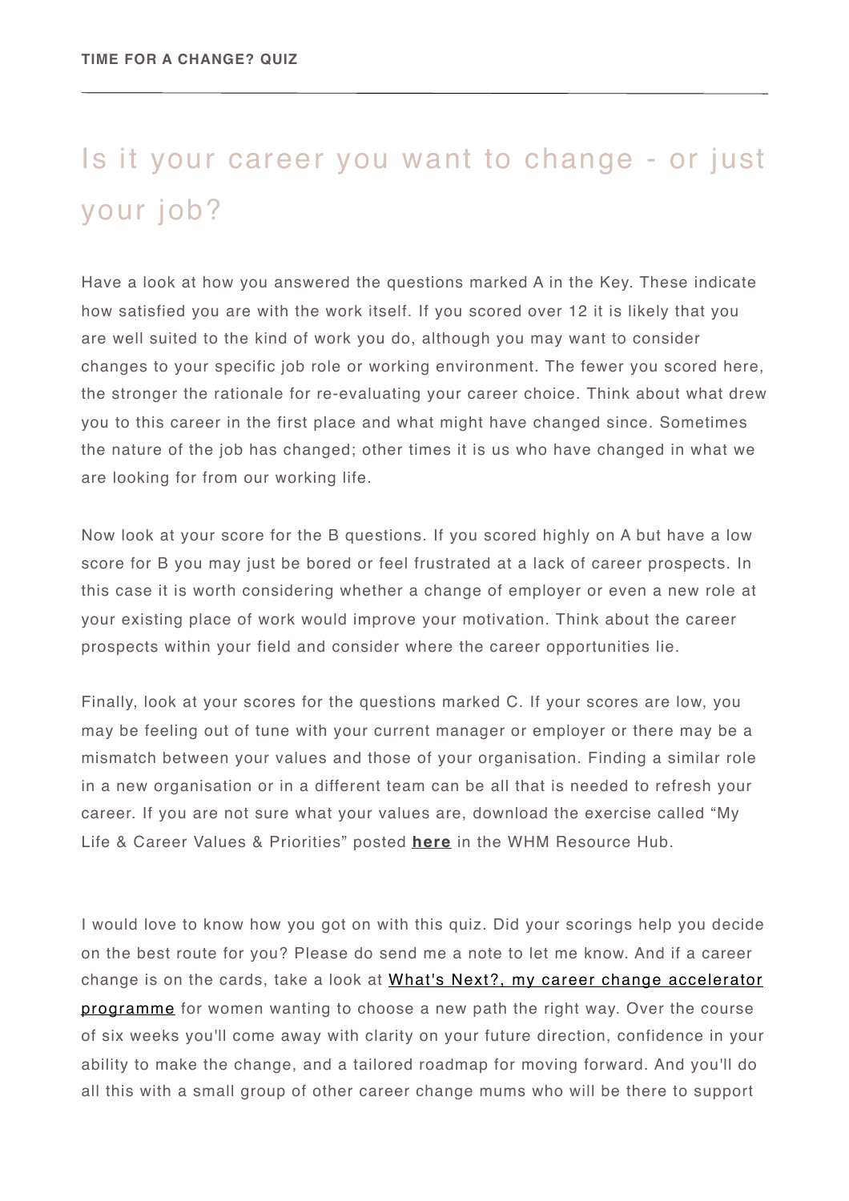# Is it your career you want to change - or just your job?

Have a look at how you answered the questions marked A in the Key. These indicate how satisfied you are with the work itself. If you scored over 12 it is likely that you are well suited to the kind of work you do, although you may want to consider changes to your specific job role or working environment. The fewer you scored here, the stronger the rationale for re-evaluating your career choice. Think about what drew you to this career in the first place and what might have changed since. Sometimes the nature of the job has changed; other times it is us who have changed in what we are looking for from our working life.

Now look at your score for the B questions. If you scored highly on A but have a low score for B you may just be bored or feel frustrated at a lack of career prospects. In this case it is worth considering whether a change of employer or even a new role at your existing place of work would improve your motivation. Think about the career prospects within your field and consider where the career opportunities lie.

Finally, look at your scores for the questions marked C. If your scores are low, you may be feeling out of tune with your current manager or employer or there may be a mismatch between your values and those of your organisation. Finding a similar role in a new organisation or in a different team can be all that is needed to refresh your career. If you are not sure what your values are, download the exercise called "My Life & Career Values & Priorities" posted **here** in the WHM Resource Hub.

I would love to know how you got on with this quiz. Did your scorings help you decide on the best route for you? Please do send me a note to let me know. And if a career change is on the cards, take a look at What's Next?, my career change accelerator programme for women wanting to choose a new path the right way. Over the course of six weeks you'll come away with clarity on your future direction, confidence in your ability to make the change, and a tailored roadmap for moving forward. And you'll do all this with a small group of other career change mums who will be there to support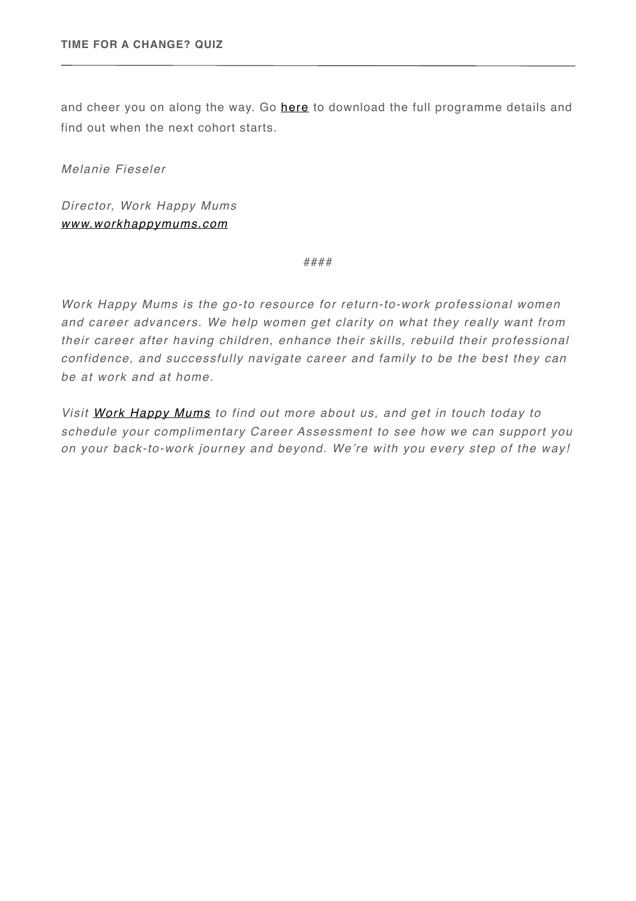and cheer you on along the way. Go here to download the full programme details and find out when the next cohort starts.

*Melanie Fieseler*

*Director, Work Happy Mums*
*www.workhappymums.com*

*####*

*Work Happy Mums is the go-to resource for return-to-work professional women and career advancers. We help women get clarity on what they really want from their career after having children, enhance their skills, rebuild their professional confidence, and successfully navigate career and family to be the best they can be at work and at home.*

*Visit Work Happy Mums to find out more about us, and get in touch today to schedule your complimentary Career Assessment to see how we can support you on your back-to-work journey and beyond. We're with you every step of the way!*